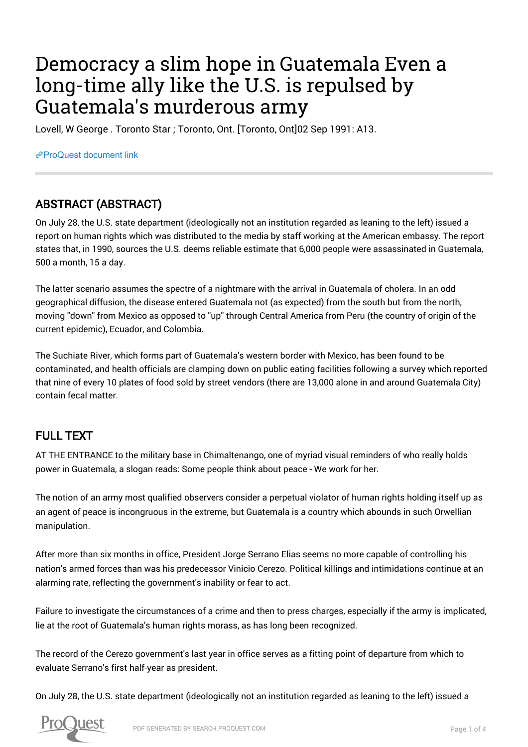# Democracy a slim hope in Guatemala Even a long-time ally like the U.S. is repulsed by Guatemala's murderous army

Lovell, W George . Toronto Star ; Toronto, Ont. [Toronto, Ont]02 Sep 1991: A13.

ProQuest document link

## ABSTRACT (ABSTRACT)

On July 28, the U.S. state department (ideologically not an institution regarded as leaning to the left) issued a report on human rights which was distributed to the media by staff working at the American embassy. The report states that, in 1990, sources the U.S. deems reliable estimate that 6,000 people were assassinated in Guatemala, 500 a month, 15 a day.

The latter scenario assumes the spectre of a nightmare with the arrival in Guatemala of cholera. In an odd geographical diffusion, the disease entered Guatemala not (as expected) from the south but from the north, moving "down" from Mexico as opposed to "up" through Central America from Peru (the country of origin of the current epidemic), Ecuador, and Colombia.

The Suchiate River, which forms part of Guatemala's western border with Mexico, has been found to be contaminated, and health officials are clamping down on public eating facilities following a survey which reported that nine of every 10 plates of food sold by street vendors (there are 13,000 alone in and around Guatemala City) contain fecal matter.

## FULL TEXT

AT THE ENTRANCE to the military base in Chimaltenango, one of myriad visual reminders of who really holds power in Guatemala, a slogan reads: Some people think about peace - We work for her.

The notion of an army most qualified observers consider a perpetual violator of human rights holding itself up as an agent of peace is incongruous in the extreme, but Guatemala is a country which abounds in such Orwellian manipulation.

After more than six months in office, President Jorge Serrano Elias seems no more capable of controlling his nation's armed forces than was his predecessor Vinicio Cerezo. Political killings and intimidations continue at an alarming rate, reflecting the government's inability or fear to act.

Failure to investigate the circumstances of a crime and then to press charges, especially if the army is implicated, lie at the root of Guatemala's human rights morass, as has long been recognized.

The record of the Cerezo government's last year in office serves as a fitting point of departure from which to evaluate Serrano's first half-year as president.

On July 28, the U.S. state department (ideologically not an institution regarded as leaning to the left) issued a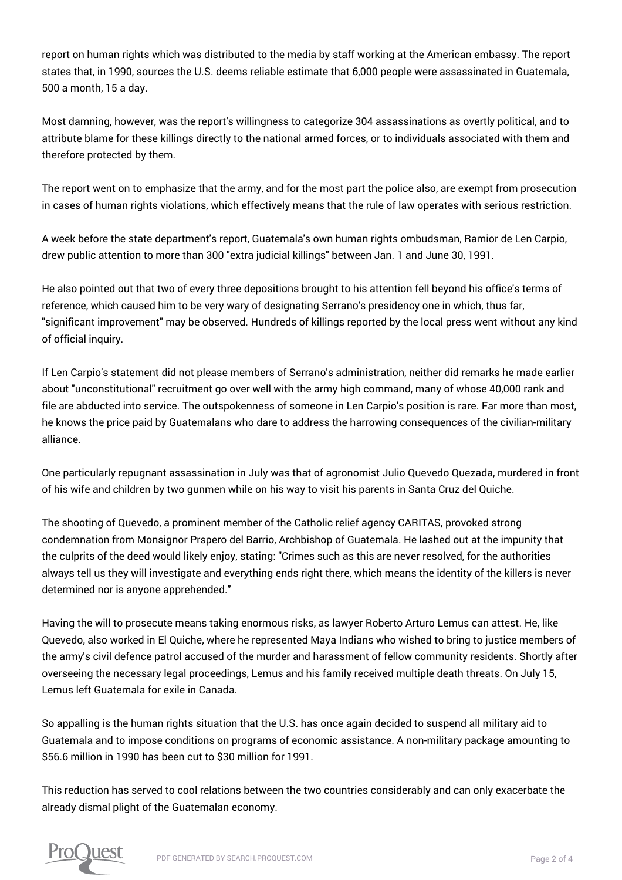report on human rights which was distributed to the media by staff working at the American embassy. The report states that, in 1990, sources the U.S. deems reliable estimate that 6,000 people were assassinated in Guatemala, 500 a month, 15 a day.

Most damning, however, was the report's willingness to categorize 304 assassinations as overtly political, and to attribute blame for these killings directly to the national armed forces, or to individuals associated with them and therefore protected by them.

The report went on to emphasize that the army, and for the most part the police also, are exempt from prosecution in cases of human rights violations, which effectively means that the rule of law operates with serious restriction.

A week before the state department's report, Guatemala's own human rights ombudsman, Ramior de Len Carpio, drew public attention to more than 300 "extra judicial killings" between Jan. 1 and June 30, 1991.

He also pointed out that two of every three depositions brought to his attention fell beyond his office's terms of reference, which caused him to be very wary of designating Serrano's presidency one in which, thus far, "significant improvement" may be observed. Hundreds of killings reported by the local press went without any kind of official inquiry.

If Len Carpio's statement did not please members of Serrano's administration, neither did remarks he made earlier about "unconstitutional" recruitment go over well with the army high command, many of whose 40,000 rank and file are abducted into service. The outspokenness of someone in Len Carpio's position is rare. Far more than most, he knows the price paid by Guatemalans who dare to address the harrowing consequences of the civilian-military alliance.

One particularly repugnant assassination in July was that of agronomist Julio Quevedo Quezada, murdered in front of his wife and children by two gunmen while on his way to visit his parents in Santa Cruz del Quiche.

The shooting of Quevedo, a prominent member of the Catholic relief agency CARITAS, provoked strong condemnation from Monsignor Prspero del Barrio, Archbishop of Guatemala. He lashed out at the impunity that the culprits of the deed would likely enjoy, stating: "Crimes such as this are never resolved, for the authorities always tell us they will investigate and everything ends right there, which means the identity of the killers is never determined nor is anyone apprehended."

Having the will to prosecute means taking enormous risks, as lawyer Roberto Arturo Lemus can attest. He, like Quevedo, also worked in El Quiche, where he represented Maya Indians who wished to bring to justice members of the army's civil defence patrol accused of the murder and harassment of fellow community residents. Shortly after overseeing the necessary legal proceedings, Lemus and his family received multiple death threats. On July 15, Lemus left Guatemala for exile in Canada.

So appalling is the human rights situation that the U.S. has once again decided to suspend all military aid to Guatemala and to impose conditions on programs of economic assistance. A non-military package amounting to $56.6 million in 1990 has been cut to $30 million for 1991.

This reduction has served to cool relations between the two countries considerably and can only exacerbate the already dismal plight of the Guatemalan economy.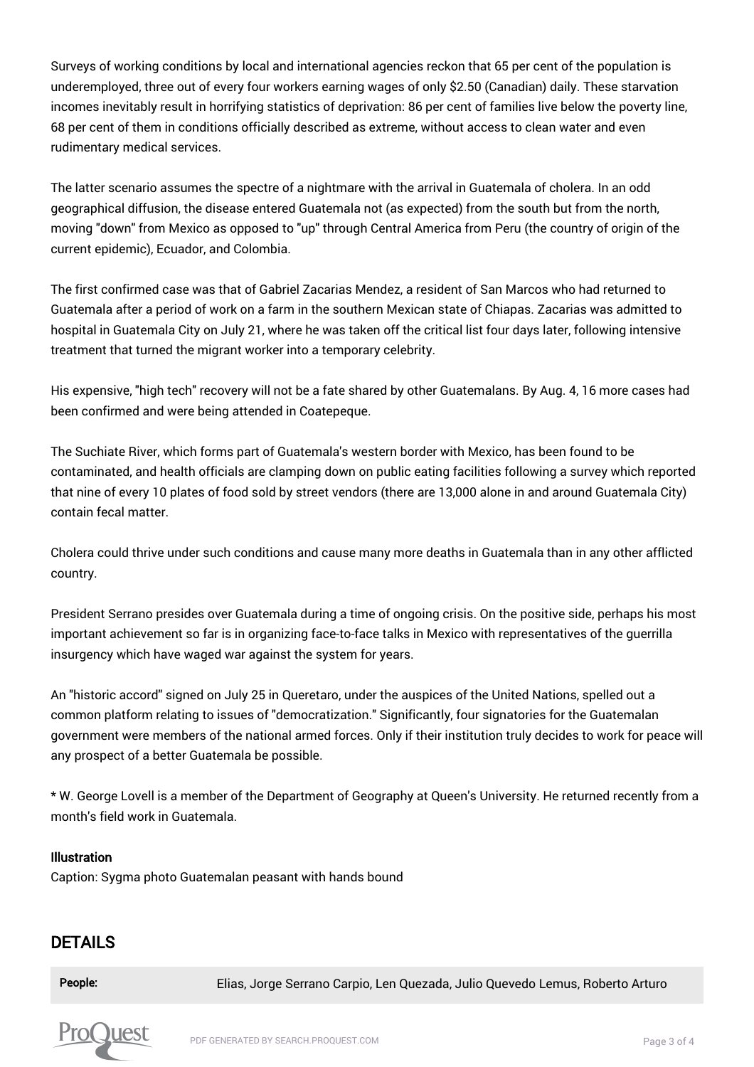Surveys of working conditions by local and international agencies reckon that 65 per cent of the population is underemployed, three out of every four workers earning wages of only $2.50 (Canadian) daily. These starvation incomes inevitably result in horrifying statistics of deprivation: 86 per cent of families live below the poverty line, 68 per cent of them in conditions officially described as extreme, without access to clean water and even rudimentary medical services.

The latter scenario assumes the spectre of a nightmare with the arrival in Guatemala of cholera. In an odd geographical diffusion, the disease entered Guatemala not (as expected) from the south but from the north, moving "down" from Mexico as opposed to "up" through Central America from Peru (the country of origin of the current epidemic), Ecuador, and Colombia.

The first confirmed case was that of Gabriel Zacarias Mendez, a resident of San Marcos who had returned to Guatemala after a period of work on a farm in the southern Mexican state of Chiapas. Zacarias was admitted to hospital in Guatemala City on July 21, where he was taken off the critical list four days later, following intensive treatment that turned the migrant worker into a temporary celebrity.

His expensive, "high tech" recovery will not be a fate shared by other Guatemalans. By Aug. 4, 16 more cases had been confirmed and were being attended in Coatepeque.

The Suchiate River, which forms part of Guatemala's western border with Mexico, has been found to be contaminated, and health officials are clamping down on public eating facilities following a survey which reported that nine of every 10 plates of food sold by street vendors (there are 13,000 alone in and around Guatemala City) contain fecal matter.

Cholera could thrive under such conditions and cause many more deaths in Guatemala than in any other afflicted country.

President Serrano presides over Guatemala during a time of ongoing crisis. On the positive side, perhaps his most important achievement so far is in organizing face-to-face talks in Mexico with representatives of the guerrilla insurgency which have waged war against the system for years.

An "historic accord" signed on July 25 in Queretaro, under the auspices of the United Nations, spelled out a common platform relating to issues of "democratization." Significantly, four signatories for the Guatemalan government were members of the national armed forces. Only if their institution truly decides to work for peace will any prospect of a better Guatemala be possible.

* W. George Lovell is a member of the Department of Geography at Queen's University. He returned recently from a month's field work in Guatemala.

**Illustration**

Caption: Sygma photo Guatemalan peasant with hands bound

## DETAILS

| | |
|---|---|
| **People:** | Elias, Jorge Serrano Carpio, Len Quezada, Julio Quevedo Lemus, Roberto Arturo |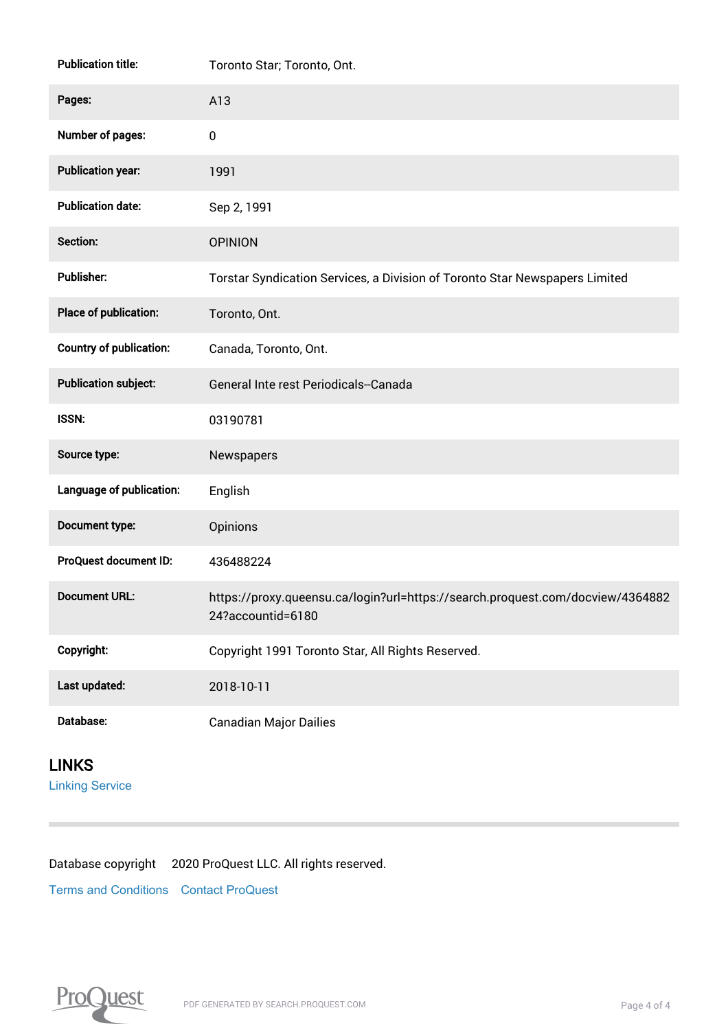| | |
|---|---|
| **Publication title:** | Toronto Star; Toronto, Ont. |
| **Pages:** | A13 |
| **Number of pages:** | 0 |
| **Publication year:** | 1991 |
| **Publication date:** | Sep 2, 1991 |
| **Section:** | OPINION |
| **Publisher:** | Torstar Syndication Services, a Division of Toronto Star Newspapers Limited |
| **Place of publication:** | Toronto, Ont. |
| **Country of publication:** | Canada, Toronto, Ont. |
| **Publication subject:** | General Inte rest Periodicals--Canada |
| **ISSN:** | 03190781 |
| **Source type:** | Newspapers |
| **Language of publication:** | English |
| **Document type:** | Opinions |
| **ProQuest document ID:** | 436488224 |
| **Document URL:** | https://proxy.queensu.ca/login?url=https://search.proquest.com/docview/436488224?accountid=6180 |
| **Copyright:** | Copyright 1991 Toronto Star, All Rights Reserved. |
| **Last updated:** | 2018-10-11 |
| **Database:** | Canadian Major Dailies |

## LINKS

Linking Service

Database copyright 2020 ProQuest LLC. All rights reserved.

Terms and Conditions Contact ProQuest